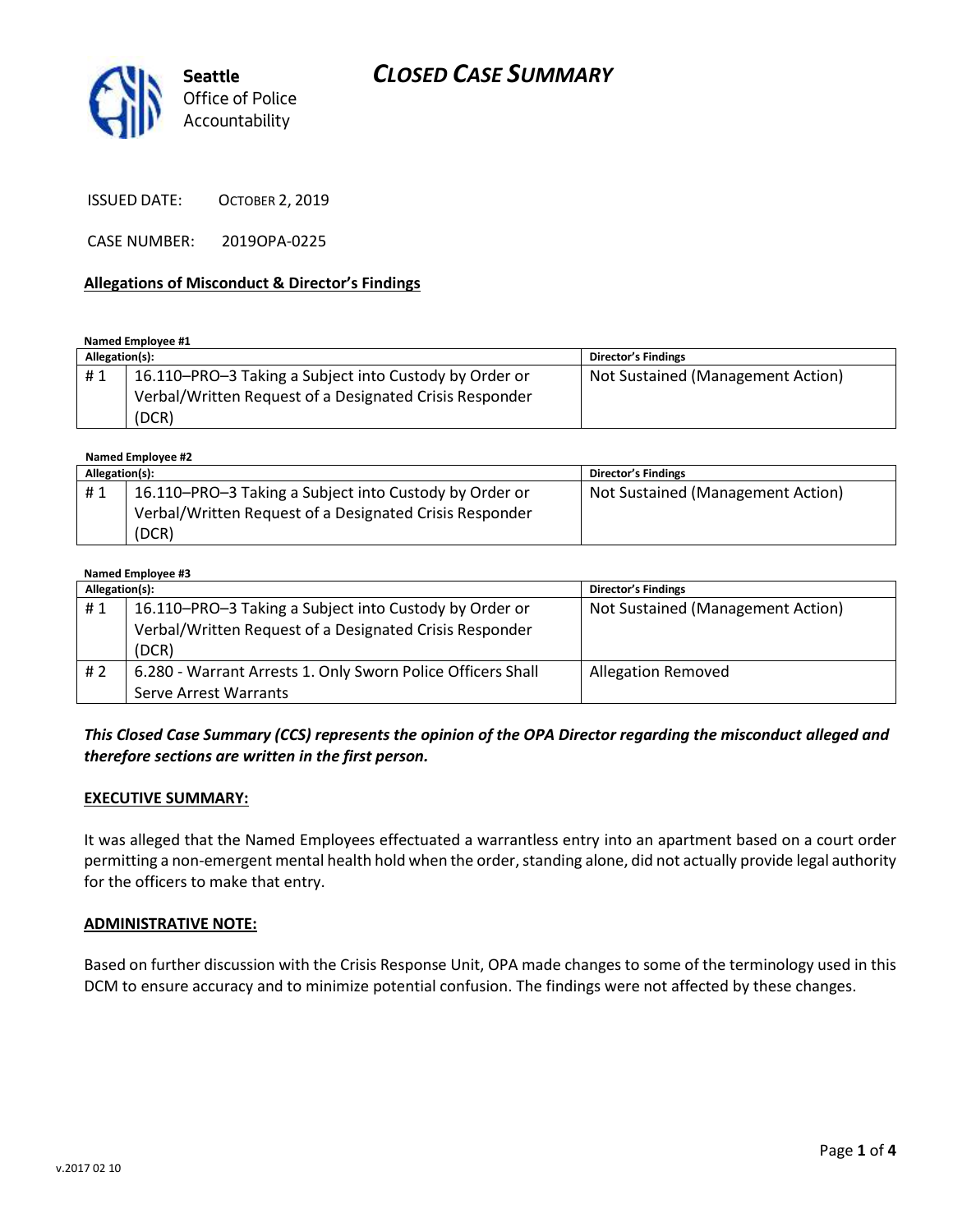# CLOSED CASE SUMMARY

Seattle Office of Police Accountability

ISSUED DATE: OCTOBER 2, 2019

CASE NUMBER: 2019OPA-0225

## Allegations of Misconduct & Director's Findings

**Named Employee #1**

| Allegation(s): | | Director's Findings |
|---|---|---|
| # 1 | 16.110–PRO–3 Taking a Subject into Custody by Order or Verbal/Written Request of a Designated Crisis Responder (DCR) | Not Sustained (Management Action) |

**Named Employee #2**

| Allegation(s): | | Director's Findings |
|---|---|---|
| # 1 | 16.110–PRO–3 Taking a Subject into Custody by Order or Verbal/Written Request of a Designated Crisis Responder (DCR) | Not Sustained (Management Action) |

**Named Employee #3**

| Allegation(s): | | Director's Findings |
|---|---|---|
| # 1 | 16.110–PRO–3 Taking a Subject into Custody by Order or Verbal/Written Request of a Designated Crisis Responder (DCR) | Not Sustained (Management Action) |
| # 2 | 6.280 - Warrant Arrests 1. Only Sworn Police Officers Shall Serve Arrest Warrants | Allegation Removed |

***This Closed Case Summary (CCS) represents the opinion of the OPA Director regarding the misconduct alleged and therefore sections are written in the first person.***

**EXECUTIVE SUMMARY:**

It was alleged that the Named Employees effectuated a warrantless entry into an apartment based on a court order permitting a non-emergent mental health hold when the order, standing alone, did not actually provide legal authority for the officers to make that entry.

**ADMINISTRATIVE NOTE:**

Based on further discussion with the Crisis Response Unit, OPA made changes to some of the terminology used in this DCM to ensure accuracy and to minimize potential confusion. The findings were not affected by these changes.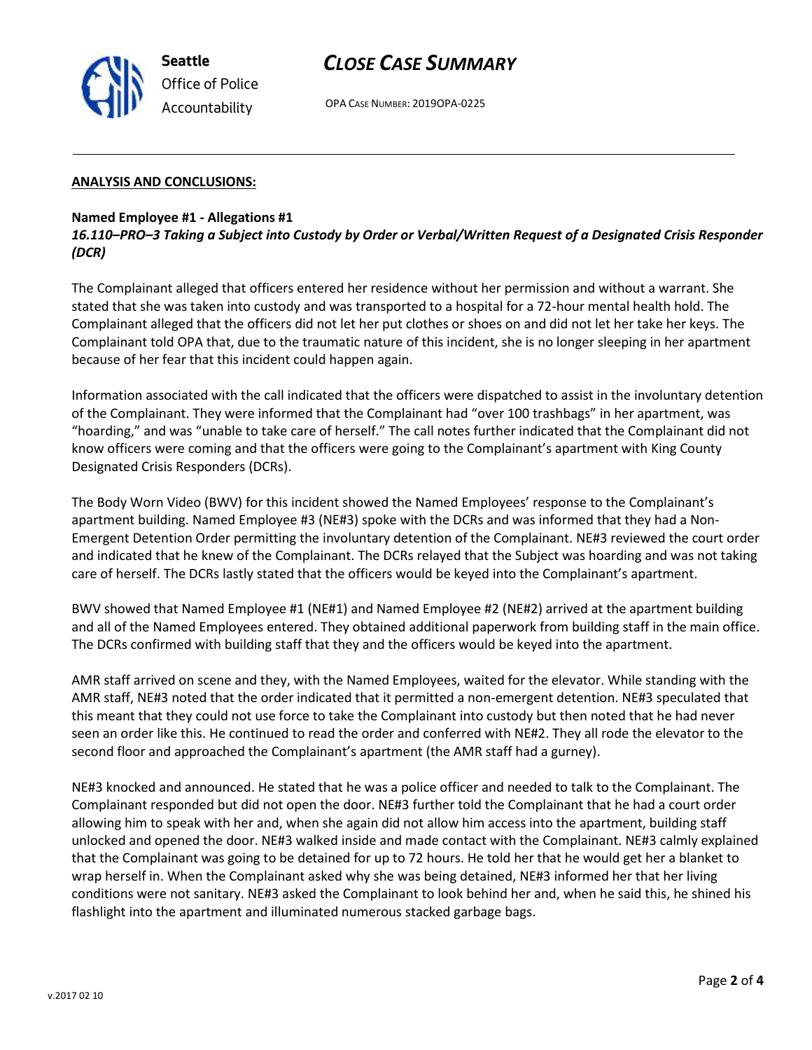**ANALYSIS AND CONCLUSIONS:**

**Named Employee #1 - Allegations #1**
***16.110–PRO–3 Taking a Subject into Custody by Order or Verbal/Written Request of a Designated Crisis Responder (DCR)***

The Complainant alleged that officers entered her residence without her permission and without a warrant. She stated that she was taken into custody and was transported to a hospital for a 72-hour mental health hold. The Complainant alleged that the officers did not let her put clothes or shoes on and did not let her take her keys. The Complainant told OPA that, due to the traumatic nature of this incident, she is no longer sleeping in her apartment because of her fear that this incident could happen again.

Information associated with the call indicated that the officers were dispatched to assist in the involuntary detention of the Complainant. They were informed that the Complainant had "over 100 trashbags" in her apartment, was "hoarding," and was "unable to take care of herself." The call notes further indicated that the Complainant did not know officers were coming and that the officers were going to the Complainant's apartment with King County Designated Crisis Responders (DCRs).

The Body Worn Video (BWV) for this incident showed the Named Employees' response to the Complainant's apartment building. Named Employee #3 (NE#3) spoke with the DCRs and was informed that they had a Non-Emergent Detention Order permitting the involuntary detention of the Complainant. NE#3 reviewed the court order and indicated that he knew of the Complainant. The DCRs relayed that the Subject was hoarding and was not taking care of herself. The DCRs lastly stated that the officers would be keyed into the Complainant's apartment.

BWV showed that Named Employee #1 (NE#1) and Named Employee #2 (NE#2) arrived at the apartment building and all of the Named Employees entered. They obtained additional paperwork from building staff in the main office. The DCRs confirmed with building staff that they and the officers would be keyed into the apartment.

AMR staff arrived on scene and they, with the Named Employees, waited for the elevator. While standing with the AMR staff, NE#3 noted that the order indicated that it permitted a non-emergent detention. NE#3 speculated that this meant that they could not use force to take the Complainant into custody but then noted that he had never seen an order like this. He continued to read the order and conferred with NE#2. They all rode the elevator to the second floor and approached the Complainant's apartment (the AMR staff had a gurney).

NE#3 knocked and announced. He stated that he was a police officer and needed to talk to the Complainant. The Complainant responded but did not open the door. NE#3 further told the Complainant that he had a court order allowing him to speak with her and, when she again did not allow him access into the apartment, building staff unlocked and opened the door. NE#3 walked inside and made contact with the Complainant. NE#3 calmly explained that the Complainant was going to be detained for up to 72 hours. He told her that he would get her a blanket to wrap herself in. When the Complainant asked why she was being detained, NE#3 informed her that her living conditions were not sanitary. NE#3 asked the Complainant to look behind her and, when he said this, he shined his flashlight into the apartment and illuminated numerous stacked garbage bags.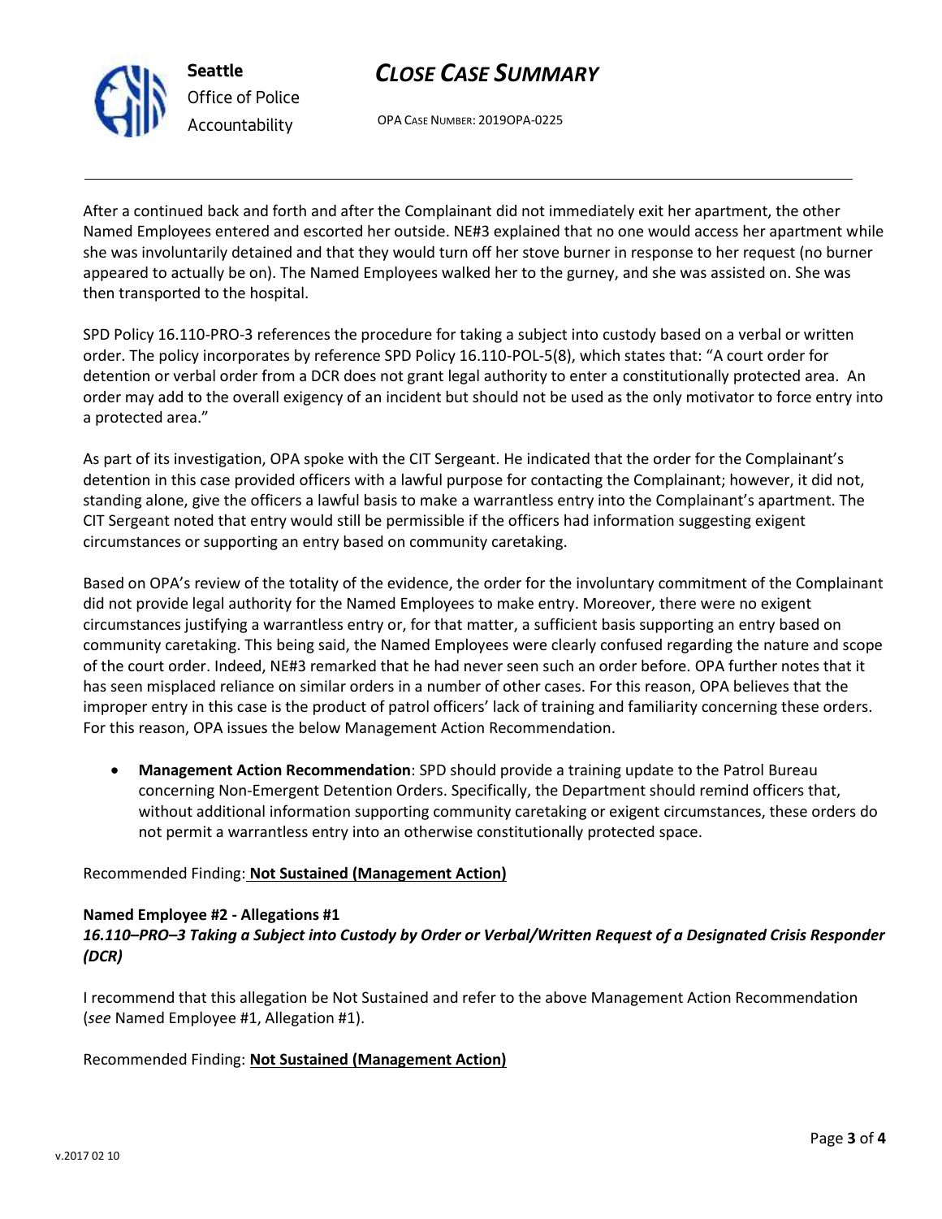After a continued back and forth and after the Complainant did not immediately exit her apartment, the other Named Employees entered and escorted her outside. NE#3 explained that no one would access her apartment while she was involuntarily detained and that they would turn off her stove burner in response to her request (no burner appeared to actually be on). The Named Employees walked her to the gurney, and she was assisted on. She was then transported to the hospital.

SPD Policy 16.110-PRO-3 references the procedure for taking a subject into custody based on a verbal or written order. The policy incorporates by reference SPD Policy 16.110-POL-5(8), which states that: "A court order for detention or verbal order from a DCR does not grant legal authority to enter a constitutionally protected area. An order may add to the overall exigency of an incident but should not be used as the only motivator to force entry into a protected area."

As part of its investigation, OPA spoke with the CIT Sergeant. He indicated that the order for the Complainant's detention in this case provided officers with a lawful purpose for contacting the Complainant; however, it did not, standing alone, give the officers a lawful basis to make a warrantless entry into the Complainant's apartment. The CIT Sergeant noted that entry would still be permissible if the officers had information suggesting exigent circumstances or supporting an entry based on community caretaking.

Based on OPA's review of the totality of the evidence, the order for the involuntary commitment of the Complainant did not provide legal authority for the Named Employees to make entry. Moreover, there were no exigent circumstances justifying a warrantless entry or, for that matter, a sufficient basis supporting an entry based on community caretaking. This being said, the Named Employees were clearly confused regarding the nature and scope of the court order. Indeed, NE#3 remarked that he had never seen such an order before. OPA further notes that it has seen misplaced reliance on similar orders in a number of other cases. For this reason, OPA believes that the improper entry in this case is the product of patrol officers' lack of training and familiarity concerning these orders. For this reason, OPA issues the below Management Action Recommendation.

- **Management Action Recommendation**: SPD should provide a training update to the Patrol Bureau concerning Non-Emergent Detention Orders. Specifically, the Department should remind officers that, without additional information supporting community caretaking or exigent circumstances, these orders do not permit a warrantless entry into an otherwise constitutionally protected space.

Recommended Finding: **Not Sustained (Management Action)**

**Named Employee #2 - Allegations #1**
***16.110–PRO–3 Taking a Subject into Custody by Order or Verbal/Written Request of a Designated Crisis Responder (DCR)***

I recommend that this allegation be Not Sustained and refer to the above Management Action Recommendation (*see* Named Employee #1, Allegation #1).

Recommended Finding: **Not Sustained (Management Action)**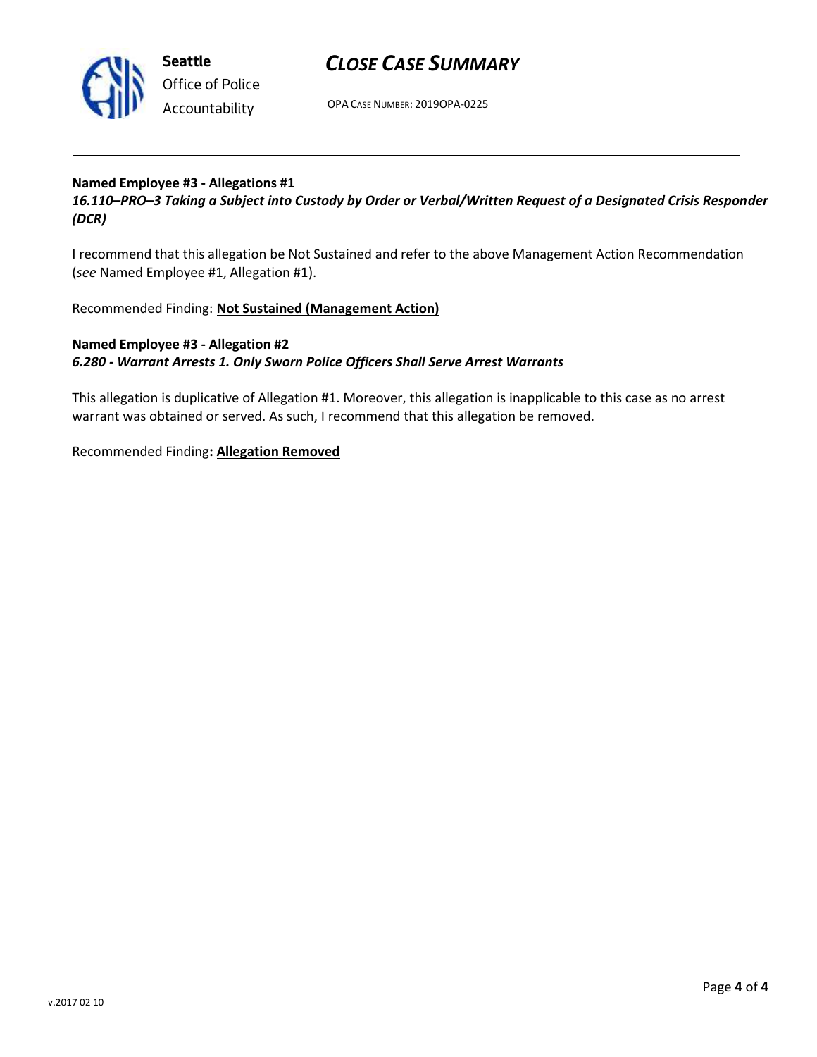**Named Employee #3 - Allegations #1**
***16.110–PRO–3 Taking a Subject into Custody by Order or Verbal/Written Request of a Designated Crisis Responder (DCR)***

I recommend that this allegation be Not Sustained and refer to the above Management Action Recommendation (*see* Named Employee #1, Allegation #1).

Recommended Finding: **Not Sustained (Management Action)**

**Named Employee #3 - Allegation #2**
***6.280 - Warrant Arrests 1. Only Sworn Police Officers Shall Serve Arrest Warrants***

This allegation is duplicative of Allegation #1. Moreover, this allegation is inapplicable to this case as no arrest warrant was obtained or served. As such, I recommend that this allegation be removed.

Recommended Finding**: Allegation Removed**